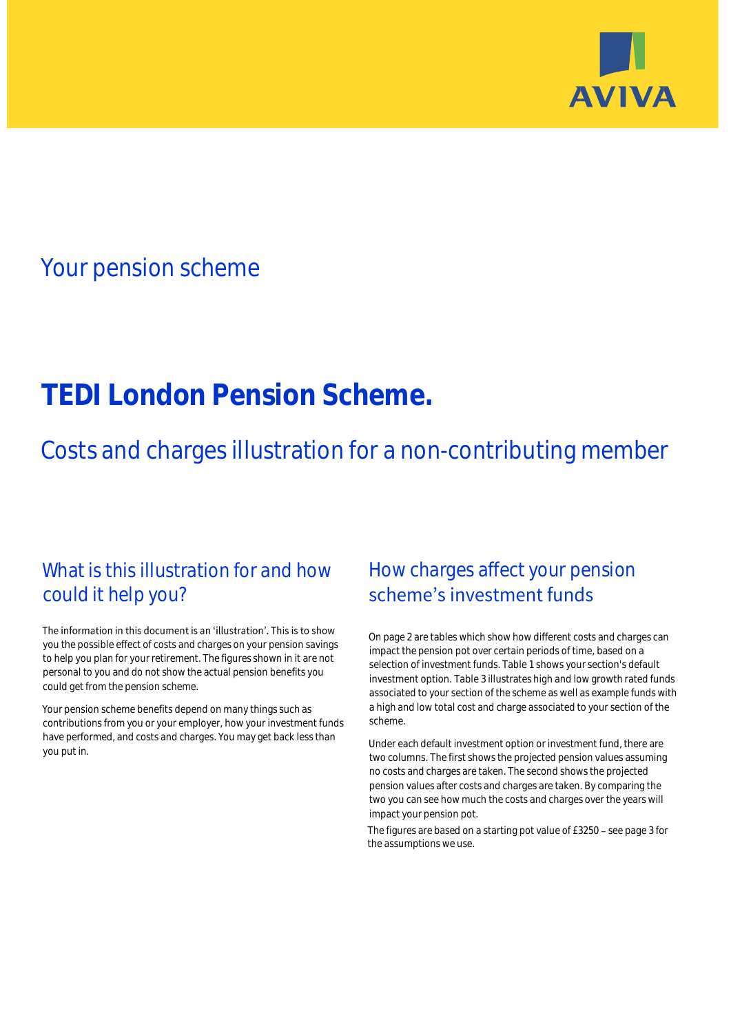AVIVA

## Your pension scheme

# TEDI London Pension Scheme.

## Costs and charges illustration for a non-contributing member

### What is this illustration for and how could it help you?

The information in this document is an 'illustration'. This is to show you the possible effect of costs and charges on your pension savings to help you plan for your retirement. The figures shown in it are not personal to you and do not show the actual pension benefits you could get from the pension scheme.

Your pension scheme benefits depend on many things such as contributions from you or your employer, how your investment funds have performed, and costs and charges. You may get back less than you put in.

### How charges affect your pension scheme's investment funds

On page 2 are tables which show how different costs and charges can impact the pension pot over certain periods of time, based on a selection of investment funds. Table 1 shows your section's default investment option. Table 3 illustrates high and low growth rated funds associated to your section of the scheme as well as example funds with a high and low total cost and charge associated to your section of the scheme.

Under each default investment option or investment fund, there are two columns. The first shows the projected pension values assuming no costs and charges are taken. The second shows the projected pension values after costs and charges are taken. By comparing the two you can see how much the costs and charges over the years will impact your pension pot.

The figures are based on a starting pot value of £3250 – see page 3 for the assumptions we use.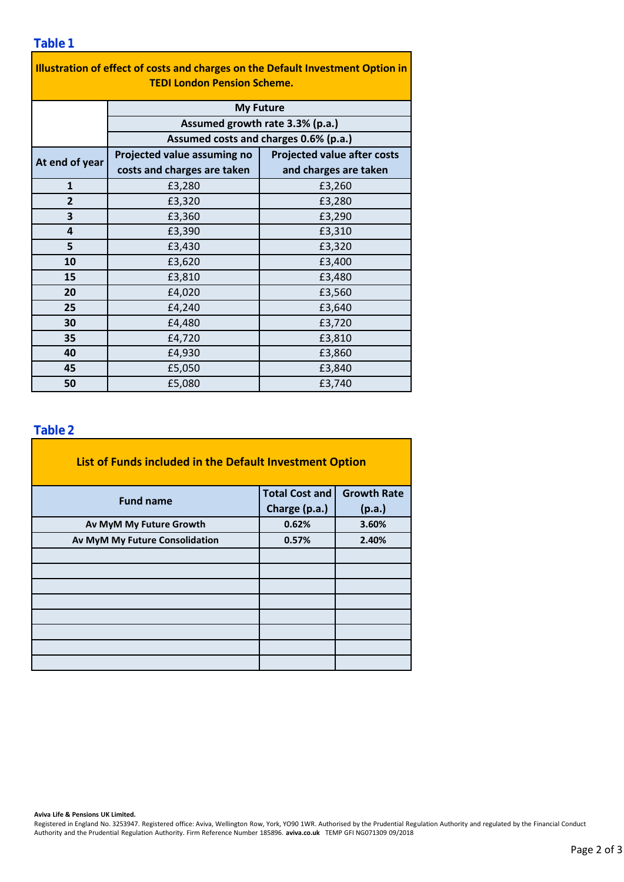## Table 1

| Illustration of effect of costs and charges on the Default Investment Option in TEDI London Pension Scheme. | | |
|---|---|---|
| | My Future | |
| | Assumed growth rate 3.3% (p.a.) | |
| | Assumed costs and charges 0.6% (p.a.) | |
| At end of year | Projected value assuming no costs and charges are taken | Projected value after costs and charges are taken |
| 1 | £3,280 | £3,260 |
| 2 | £3,320 | £3,280 |
| 3 | £3,360 | £3,290 |
| 4 | £3,390 | £3,310 |
| 5 | £3,430 | £3,320 |
| 10 | £3,620 | £3,400 |
| 15 | £3,810 | £3,480 |
| 20 | £4,020 | £3,560 |
| 25 | £4,240 | £3,640 |
| 30 | £4,480 | £3,720 |
| 35 | £4,720 | £3,810 |
| 40 | £4,930 | £3,860 |
| 45 | £5,050 | £3,840 |
| 50 | £5,080 | £3,740 |

## Table 2

| List of Funds included in the Default Investment Option | | |
|---|---|---|
| Fund name | Total Cost and Charge (p.a.) | Growth Rate (p.a.) |
| Av MyM My Future Growth | 0.62% | 3.60% |
| Av MyM My Future Consolidation | 0.57% | 2.40% |
| | | |
| | | |
| | | |
| | | |
| | | |
| | | |
| | | |
| | | |

**Aviva Life & Pensions UK Limited.**
Registered in England No. 3253947. Registered office: Aviva, Wellington Row, York, YO90 1WR. Authorised by the Prudential Regulation Authority and regulated by the Financial Conduct Authority and the Prudential Regulation Authority. Firm Reference Number 185896. **aviva.co.uk** TEMP GFI NG071309 09/2018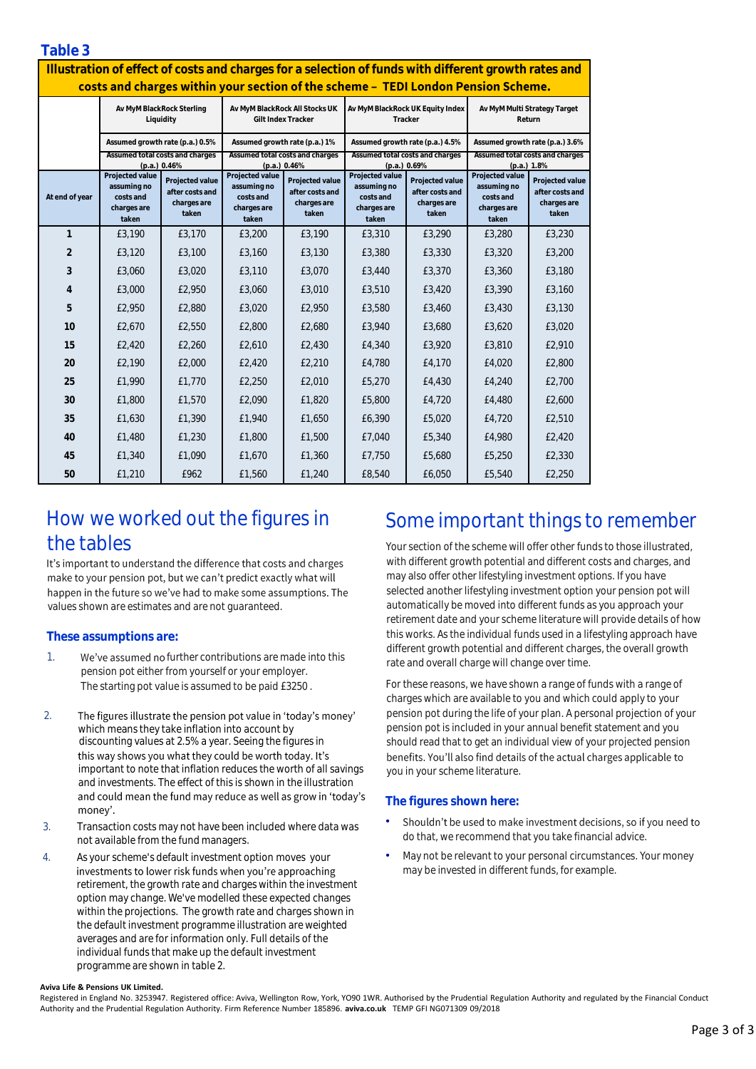## Table 3

**Illustration of effect of costs and charges for a selection of funds with different growth rates and costs and charges within your section of the scheme – TEDI London Pension Scheme.**

| | Av MyM BlackRock Sterling Liquidity | | Av MyM BlackRock All Stocks UK Gilt Index Tracker | | Av MyM BlackRock UK Equity Index Tracker | | Av MyM Multi Strategy Target Return | |
|---|---|---|---|---|---|---|---|---|
| | Assumed growth rate (p.a.) 0.5% | | Assumed growth rate (p.a.) 1% | | Assumed growth rate (p.a.) 4.5% | | Assumed growth rate (p.a.) 3.6% | |
| | Assumed total costs and charges (p.a.) 0.46% | | Assumed total costs and charges (p.a.) 0.46% | | Assumed total costs and charges (p.a.) 0.69% | | Assumed total costs and charges (p.a.) 1.8% | |
| At end of year | Projected value assuming no costs and charges are taken | Projected value after costs and charges are taken | Projected value assuming no costs and charges are taken | Projected value after costs and charges are taken | Projected value assuming no costs and charges are taken | Projected value after costs and charges are taken | Projected value assuming no costs and charges are taken | Projected value after costs and charges are taken |
| 1 | £3,190 | £3,170 | £3,200 | £3,190 | £3,310 | £3,290 | £3,280 | £3,230 |
| 2 | £3,120 | £3,100 | £3,160 | £3,130 | £3,380 | £3,330 | £3,320 | £3,200 |
| 3 | £3,060 | £3,020 | £3,110 | £3,070 | £3,440 | £3,370 | £3,360 | £3,180 |
| 4 | £3,000 | £2,950 | £3,060 | £3,010 | £3,510 | £3,420 | £3,390 | £3,160 |
| 5 | £2,950 | £2,880 | £3,020 | £2,950 | £3,580 | £3,460 | £3,430 | £3,130 |
| 10 | £2,670 | £2,550 | £2,800 | £2,680 | £3,940 | £3,680 | £3,620 | £3,020 |
| 15 | £2,420 | £2,260 | £2,610 | £2,430 | £4,340 | £3,920 | £3,810 | £2,910 |
| 20 | £2,190 | £2,000 | £2,420 | £2,210 | £4,780 | £4,170 | £4,020 | £2,800 |
| 25 | £1,990 | £1,770 | £2,250 | £2,010 | £5,270 | £4,430 | £4,240 | £2,700 |
| 30 | £1,800 | £1,570 | £2,090 | £1,820 | £5,800 | £4,720 | £4,480 | £2,600 |
| 35 | £1,630 | £1,390 | £1,940 | £1,650 | £6,390 | £5,020 | £4,720 | £2,510 |
| 40 | £1,480 | £1,230 | £1,800 | £1,500 | £7,040 | £5,340 | £4,980 | £2,420 |
| 45 | £1,340 | £1,090 | £1,670 | £1,360 | £7,750 | £5,680 | £5,250 | £2,330 |
| 50 | £1,210 | £962 | £1,560 | £1,240 | £8,540 | £6,050 | £5,540 | £2,250 |

# How we worked out the figures in the tables

It's important to understand the difference that costs and charges make to your pension pot, but we can't predict exactly what will happen in the future so we've had to make some assumptions. The values shown are estimates and are not guaranteed.

### These assumptions are:

1. We've assumed no further contributions are made into this pension pot either from yourself or your employer. The starting pot value is assumed to be paid £3250 .
2. The figures illustrate the pension pot value in 'today's money' which means they take inflation into account by discounting values at 2.5% a year. Seeing the figures in this way shows you what they could be worth today. It's important to note that inflation reduces the worth of all savings and investments. The effect of this is shown in the illustration and could mean the fund may reduce as well as grow in 'today's money'.
3. Transaction costs may not have been included where data was not available from the fund managers.
4. As your scheme's default investment option moves your investments to lower risk funds when you're approaching retirement, the growth rate and charges within the investment option may change. We've modelled these expected changes within the projections. The growth rate and charges shown in the default investment programme illustration are weighted averages and are for information only. Full details of the individual funds that make up the default investment programme are shown in table 2.

# Some important things to remember

Your section of the scheme will offer other funds to those illustrated, with different growth potential and different costs and charges, and may also offer other lifestyling investment options. If you have selected another lifestyling investment option your pension pot will automatically be moved into different funds as you approach your retirement date and your scheme literature will provide details of how this works. As the individual funds used in a lifestyling approach have different growth potential and different charges, the overall growth rate and overall charge will change over time.

For these reasons, we have shown a range of funds with a range of charges which are available to you and which could apply to your pension pot during the life of your plan. A personal projection of your pension pot is included in your annual benefit statement and you should read that to get an individual view of your projected pension benefits. You'll also find details of the actual charges applicable to you in your scheme literature.

### The figures shown here:

- Shouldn't be used to make investment decisions, so if you need to do that, we recommend that you take financial advice.
- May not be relevant to your personal circumstances. Your money may be invested in different funds, for example.

**Aviva Life & Pensions UK Limited.**
Registered in England No. 3253947. Registered office: Aviva, Wellington Row, York, YO90 1WR. Authorised by the Prudential Regulation Authority and regulated by the Financial Conduct Authority and the Prudential Regulation Authority. Firm Reference Number 185896. **aviva.co.uk** TEMP GFI NG071309 09/2018